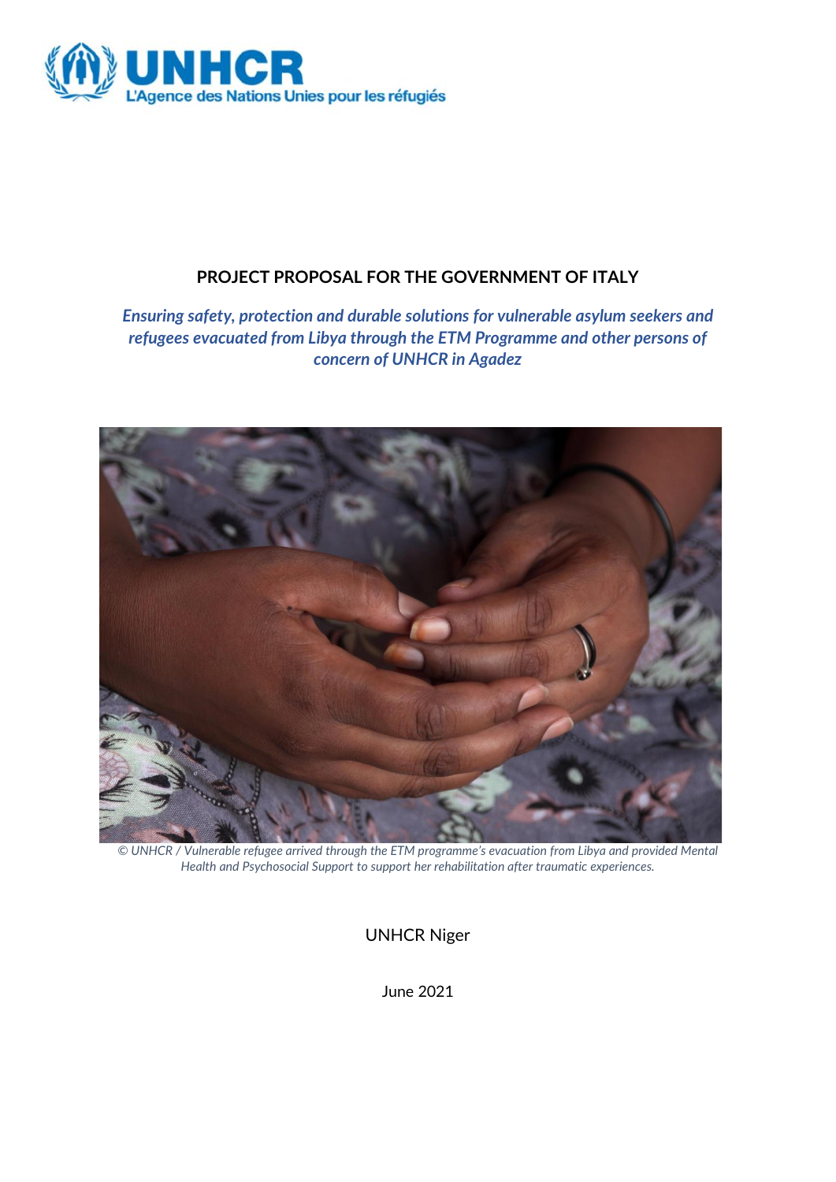UNHCR
L'Agence des Nations Unies pour les réfugiés

# PROJECT PROPOSAL FOR THE GOVERNMENT OF ITALY

*Ensuring safety, protection and durable solutions for vulnerable asylum seekers and refugees evacuated from Libya through the ETM Programme and other persons of concern of UNHCR in Agadez*

*© UNHCR / Vulnerable refugee arrived through the ETM programme's evacuation from Libya and provided Mental Health and Psychosocial Support to support her rehabilitation after traumatic experiences.*

UNHCR Niger

June 2021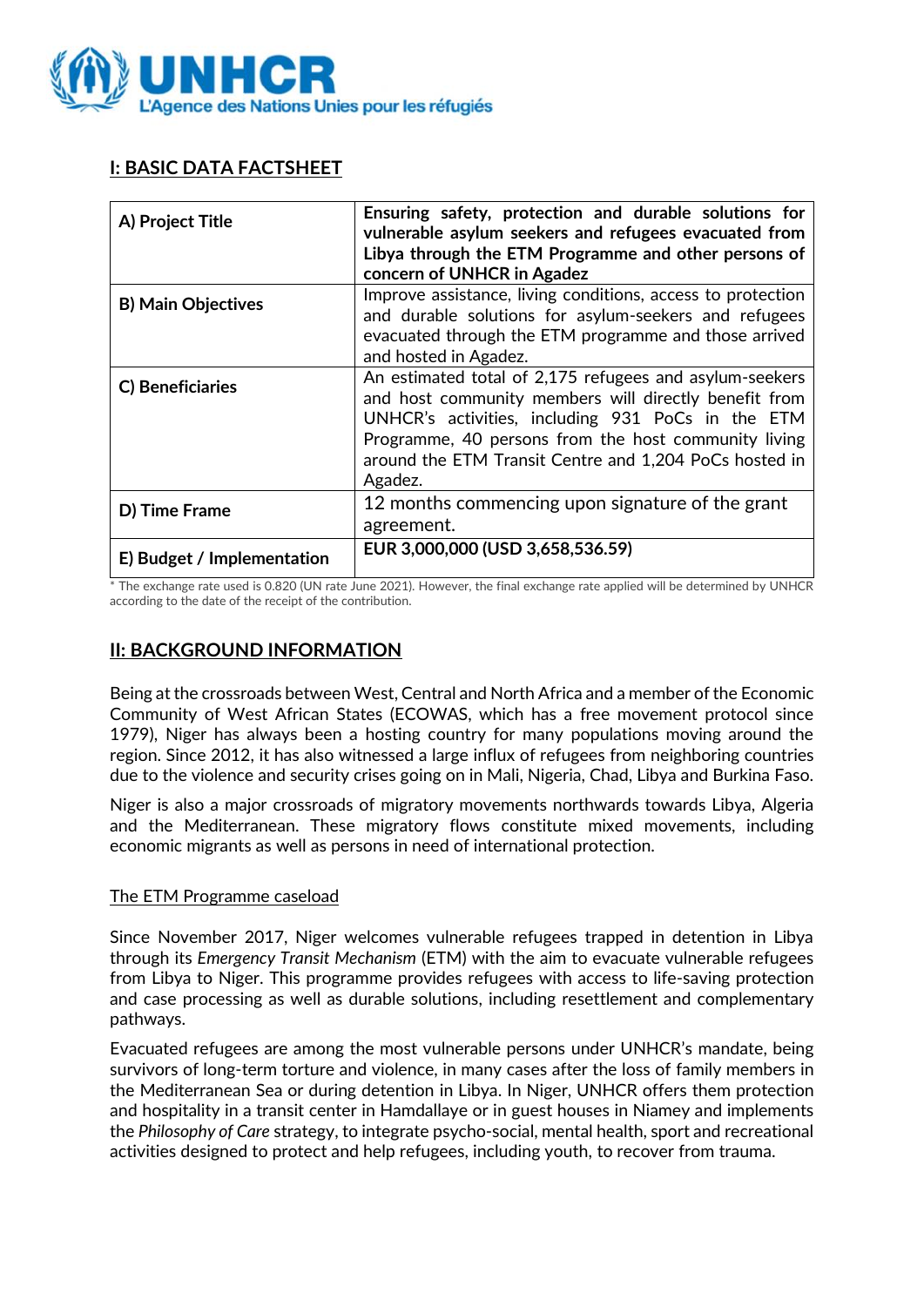## I: BASIC DATA FACTSHEET

| | |
|---|---|
| **A) Project Title** | **Ensuring safety, protection and durable solutions for vulnerable asylum seekers and refugees evacuated from Libya through the ETM Programme and other persons of concern of UNHCR in Agadez** |
| **B) Main Objectives** | Improve assistance, living conditions, access to protection and durable solutions for asylum-seekers and refugees evacuated through the ETM programme and those arrived and hosted in Agadez. |
| **C) Beneficiaries** | An estimated total of 2,175 refugees and asylum-seekers and host community members will directly benefit from UNHCR's activities, including 931 PoCs in the ETM Programme, 40 persons from the host community living around the ETM Transit Centre and 1,204 PoCs hosted in Agadez. |
| **D) Time Frame** | 12 months commencing upon signature of the grant agreement. |
| **E) Budget / Implementation** | **EUR 3,000,000 (USD 3,658,536.59)** |

* The exchange rate used is 0.820 (UN rate June 2021). However, the final exchange rate applied will be determined by UNHCR according to the date of the receipt of the contribution.

## II: BACKGROUND INFORMATION

Being at the crossroads between West, Central and North Africa and a member of the Economic Community of West African States (ECOWAS, which has a free movement protocol since 1979), Niger has always been a hosting country for many populations moving around the region. Since 2012, it has also witnessed a large influx of refugees from neighboring countries due to the violence and security crises going on in Mali, Nigeria, Chad, Libya and Burkina Faso.

Niger is also a major crossroads of migratory movements northwards towards Libya, Algeria and the Mediterranean. These migratory flows constitute mixed movements, including economic migrants as well as persons in need of international protection.

### The ETM Programme caseload

Since November 2017, Niger welcomes vulnerable refugees trapped in detention in Libya through its *Emergency Transit Mechanism* (ETM) with the aim to evacuate vulnerable refugees from Libya to Niger. This programme provides refugees with access to life-saving protection and case processing as well as durable solutions, including resettlement and complementary pathways.

Evacuated refugees are among the most vulnerable persons under UNHCR's mandate, being survivors of long-term torture and violence, in many cases after the loss of family members in the Mediterranean Sea or during detention in Libya. In Niger, UNHCR offers them protection and hospitality in a transit center in Hamdallaye or in guest houses in Niamey and implements the *Philosophy of Care* strategy, to integrate psycho-social, mental health, sport and recreational activities designed to protect and help refugees, including youth, to recover from trauma.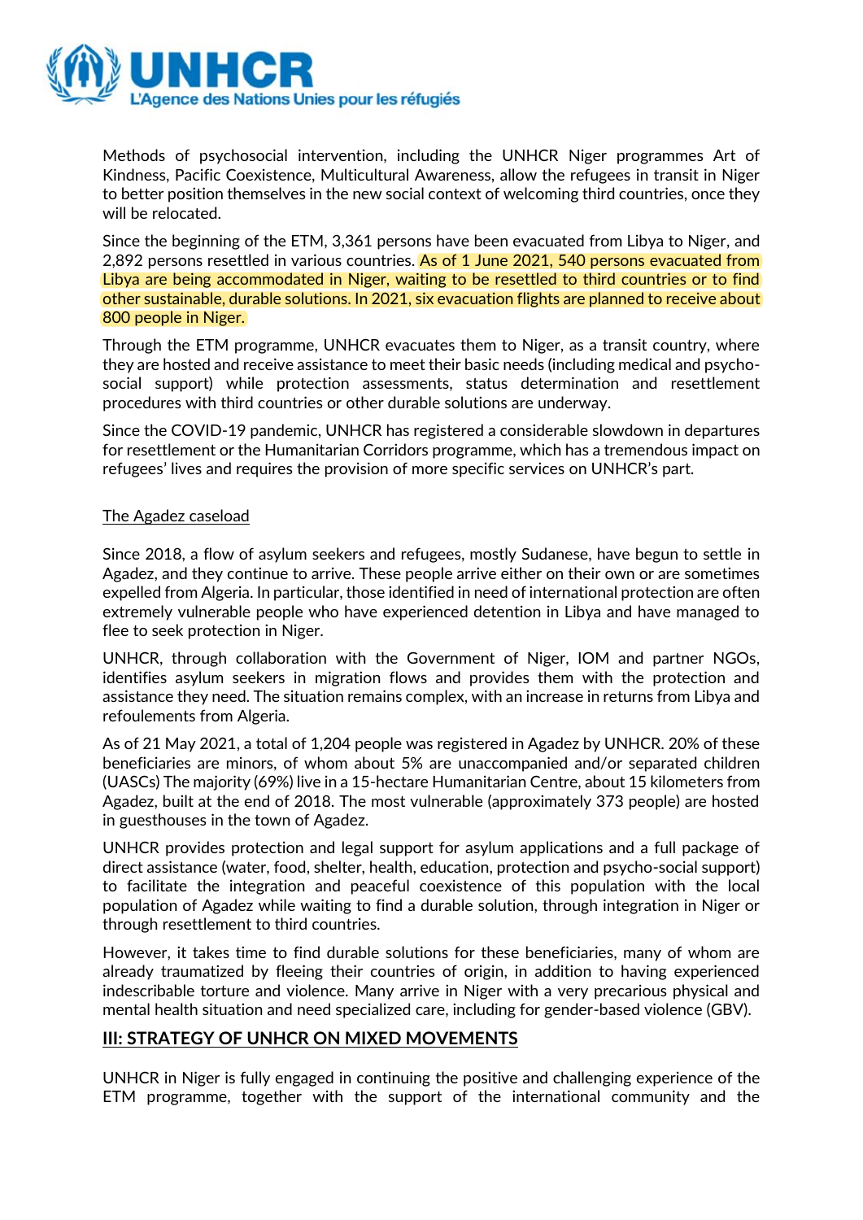Methods of psychosocial intervention, including the UNHCR Niger programmes Art of Kindness, Pacific Coexistence, Multicultural Awareness, allow the refugees in transit in Niger to better position themselves in the new social context of welcoming third countries, once they will be relocated.

Since the beginning of the ETM, 3,361 persons have been evacuated from Libya to Niger, and 2,892 persons resettled in various countries. As of 1 June 2021, 540 persons evacuated from Libya are being accommodated in Niger, waiting to be resettled to third countries or to find other sustainable, durable solutions. In 2021, six evacuation flights are planned to receive about 800 people in Niger.

Through the ETM programme, UNHCR evacuates them to Niger, as a transit country, where they are hosted and receive assistance to meet their basic needs (including medical and psycho-social support) while protection assessments, status determination and resettlement procedures with third countries or other durable solutions are underway.

Since the COVID-19 pandemic, UNHCR has registered a considerable slowdown in departures for resettlement or the Humanitarian Corridors programme, which has a tremendous impact on refugees' lives and requires the provision of more specific services on UNHCR's part.

The Agadez caseload

Since 2018, a flow of asylum seekers and refugees, mostly Sudanese, have begun to settle in Agadez, and they continue to arrive. These people arrive either on their own or are sometimes expelled from Algeria. In particular, those identified in need of international protection are often extremely vulnerable people who have experienced detention in Libya and have managed to flee to seek protection in Niger.

UNHCR, through collaboration with the Government of Niger, IOM and partner NGOs, identifies asylum seekers in migration flows and provides them with the protection and assistance they need. The situation remains complex, with an increase in returns from Libya and refoulements from Algeria.

As of 21 May 2021, a total of 1,204 people was registered in Agadez by UNHCR. 20% of these beneficiaries are minors, of whom about 5% are unaccompanied and/or separated children (UASCs) The majority (69%) live in a 15-hectare Humanitarian Centre, about 15 kilometers from Agadez, built at the end of 2018. The most vulnerable (approximately 373 people) are hosted in guesthouses in the town of Agadez.

UNHCR provides protection and legal support for asylum applications and a full package of direct assistance (water, food, shelter, health, education, protection and psycho-social support) to facilitate the integration and peaceful coexistence of this population with the local population of Agadez while waiting to find a durable solution, through integration in Niger or through resettlement to third countries.

However, it takes time to find durable solutions for these beneficiaries, many of whom are already traumatized by fleeing their countries of origin, in addition to having experienced indescribable torture and violence. Many arrive in Niger with a very precarious physical and mental health situation and need specialized care, including for gender-based violence (GBV).

## III: STRATEGY OF UNHCR ON MIXED MOVEMENTS

UNHCR in Niger is fully engaged in continuing the positive and challenging experience of the ETM programme, together with the support of the international community and the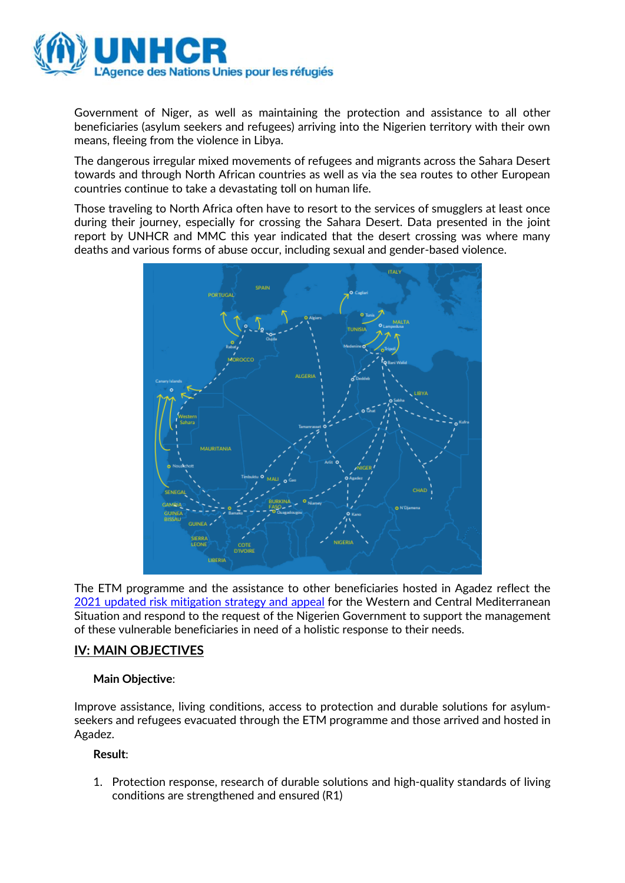Government of Niger, as well as maintaining the protection and assistance to all other beneficiaries (asylum seekers and refugees) arriving into the Nigerien territory with their own means, fleeing from the violence in Libya.

The dangerous irregular mixed movements of refugees and migrants across the Sahara Desert towards and through North African countries as well as via the sea routes to other European countries continue to take a devastating toll on human life.

Those traveling to North Africa often have to resort to the services of smugglers at least once during their journey, especially for crossing the Sahara Desert. Data presented in the joint report by UNHCR and MMC this year indicated that the desert crossing was where many deaths and various forms of abuse occur, including sexual and gender-based violence.

The ETM programme and the assistance to other beneficiaries hosted in Agadez reflect the [2021 updated risk mitigation strategy and appeal] for the Western and Central Mediterranean Situation and respond to the request of the Nigerien Government to support the management of these vulnerable beneficiaries in need of a holistic response to their needs.

## IV: MAIN OBJECTIVES

**Main Objective**:

Improve assistance, living conditions, access to protection and durable solutions for asylum-seekers and refugees evacuated through the ETM programme and those arrived and hosted in Agadez.

**Result**:

1. Protection response, research of durable solutions and high-quality standards of living conditions are strengthened and ensured (R1)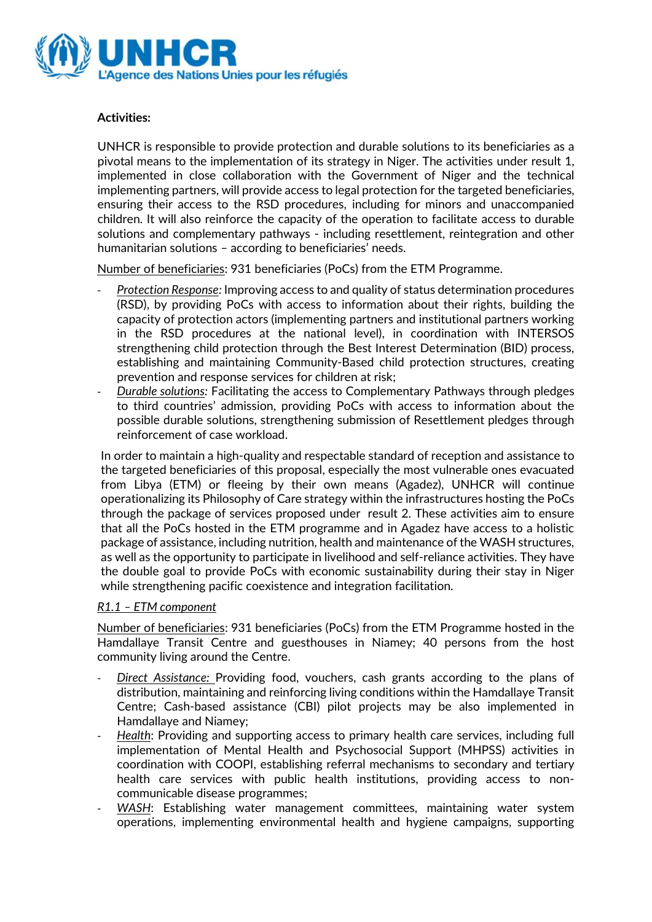**Activities:**

UNHCR is responsible to provide protection and durable solutions to its beneficiaries as a pivotal means to the implementation of its strategy in Niger. The activities under result 1, implemented in close collaboration with the Government of Niger and the technical implementing partners, will provide access to legal protection for the targeted beneficiaries, ensuring their access to the RSD procedures, including for minors and unaccompanied children. It will also reinforce the capacity of the operation to facilitate access to durable solutions and complementary pathways - including resettlement, reintegration and other humanitarian solutions – according to beneficiaries' needs.

Number of beneficiaries: 931 beneficiaries (PoCs) from the ETM Programme.

- *Protection Response:* Improving access to and quality of status determination procedures (RSD), by providing PoCs with access to information about their rights, building the capacity of protection actors (implementing partners and institutional partners working in the RSD procedures at the national level), in coordination with INTERSOS strengthening child protection through the Best Interest Determination (BID) process, establishing and maintaining Community-Based child protection structures, creating prevention and response services for children at risk;
- *Durable solutions:* Facilitating the access to Complementary Pathways through pledges to third countries' admission, providing PoCs with access to information about the possible durable solutions, strengthening submission of Resettlement pledges through reinforcement of case workload.

In order to maintain a high-quality and respectable standard of reception and assistance to the targeted beneficiaries of this proposal, especially the most vulnerable ones evacuated from Libya (ETM) or fleeing by their own means (Agadez), UNHCR will continue operationalizing its Philosophy of Care strategy within the infrastructures hosting the PoCs through the package of services proposed under result 2. These activities aim to ensure that all the PoCs hosted in the ETM programme and in Agadez have access to a holistic package of assistance, including nutrition, health and maintenance of the WASH structures, as well as the opportunity to participate in livelihood and self-reliance activities. They have the double goal to provide PoCs with economic sustainability during their stay in Niger while strengthening pacific coexistence and integration facilitation.

*R1.1 – ETM component*

Number of beneficiaries: 931 beneficiaries (PoCs) from the ETM Programme hosted in the Hamdallaye Transit Centre and guesthouses in Niamey; 40 persons from the host community living around the Centre.

- *Direct Assistance:* Providing food, vouchers, cash grants according to the plans of distribution, maintaining and reinforcing living conditions within the Hamdallaye Transit Centre; Cash-based assistance (CBI) pilot projects may be also implemented in Hamdallaye and Niamey;
- *Health*: Providing and supporting access to primary health care services, including full implementation of Mental Health and Psychosocial Support (MHPSS) activities in coordination with COOPI, establishing referral mechanisms to secondary and tertiary health care services with public health institutions, providing access to non-communicable disease programmes;
- *WASH*: Establishing water management committees, maintaining water system operations, implementing environmental health and hygiene campaigns, supporting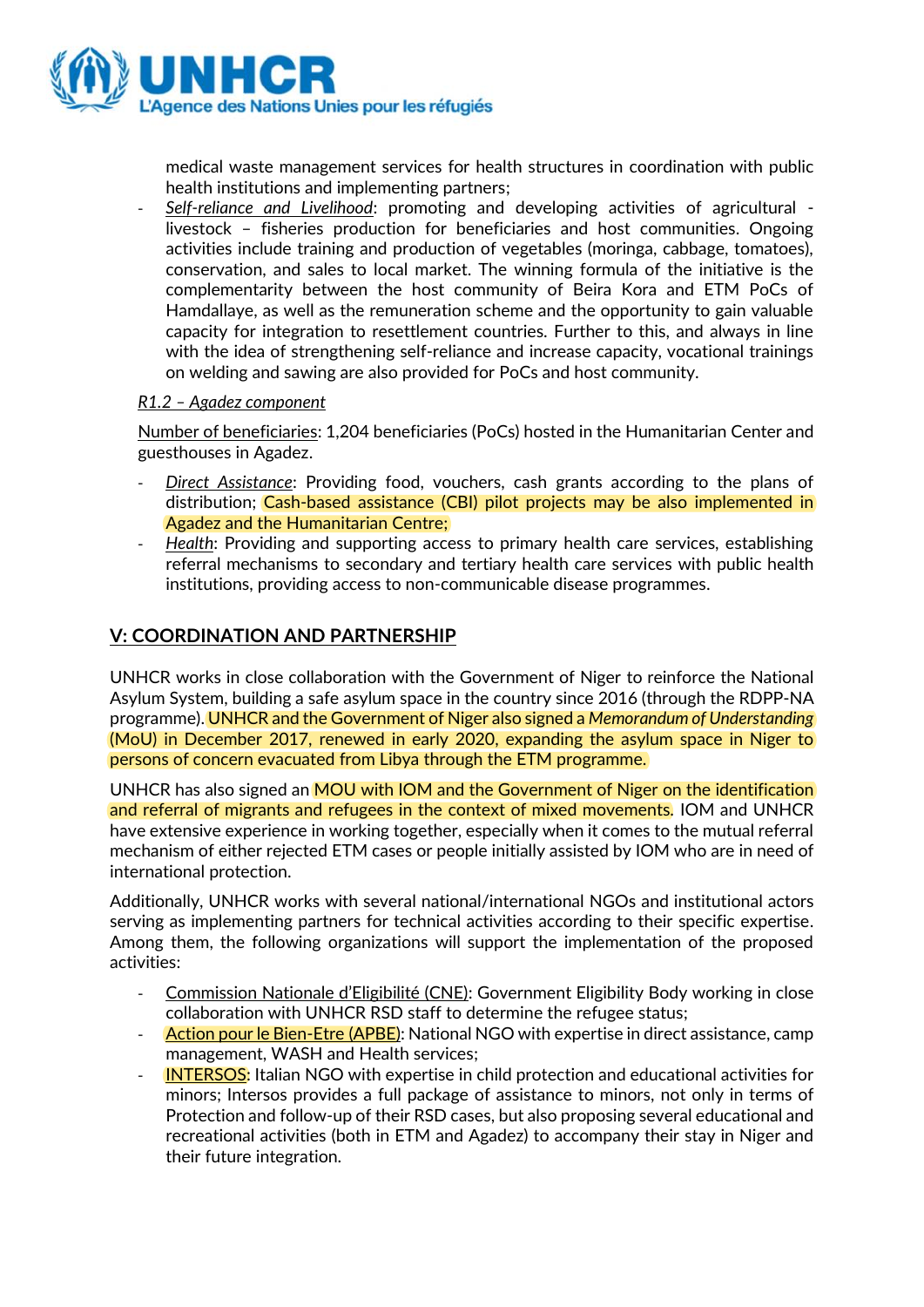medical waste management services for health structures in coordination with public health institutions and implementing partners;

- *Self-reliance and Livelihood*: promoting and developing activities of agricultural - livestock – fisheries production for beneficiaries and host communities. Ongoing activities include training and production of vegetables (moringa, cabbage, tomatoes), conservation, and sales to local market. The winning formula of the initiative is the complementarity between the host community of Beira Kora and ETM PoCs of Hamdallaye, as well as the remuneration scheme and the opportunity to gain valuable capacity for integration to resettlement countries. Further to this, and always in line with the idea of strengthening self-reliance and increase capacity, vocational trainings on welding and sawing are also provided for PoCs and host community.

*R1.2 – Agadez component*

Number of beneficiaries: 1,204 beneficiaries (PoCs) hosted in the Humanitarian Center and guesthouses in Agadez.

- *Direct Assistance*: Providing food, vouchers, cash grants according to the plans of distribution; Cash-based assistance (CBI) pilot projects may be also implemented in Agadez and the Humanitarian Centre;
- *Health*: Providing and supporting access to primary health care services, establishing referral mechanisms to secondary and tertiary health care services with public health institutions, providing access to non-communicable disease programmes.

## V: COORDINATION AND PARTNERSHIP

UNHCR works in close collaboration with the Government of Niger to reinforce the National Asylum System, building a safe asylum space in the country since 2016 (through the RDPP-NA programme). UNHCR and the Government of Niger also signed a *Memorandum of Understanding* (MoU) in December 2017, renewed in early 2020, expanding the asylum space in Niger to persons of concern evacuated from Libya through the ETM programme.

UNHCR has also signed an MOU with IOM and the Government of Niger on the identification and referral of migrants and refugees in the context of mixed movements. IOM and UNHCR have extensive experience in working together, especially when it comes to the mutual referral mechanism of either rejected ETM cases or people initially assisted by IOM who are in need of international protection.

Additionally, UNHCR works with several national/international NGOs and institutional actors serving as implementing partners for technical activities according to their specific expertise. Among them, the following organizations will support the implementation of the proposed activities:

- Commission Nationale d'Eligibilité (CNE): Government Eligibility Body working in close collaboration with UNHCR RSD staff to determine the refugee status;
- Action pour le Bien-Etre (APBE): National NGO with expertise in direct assistance, camp management, WASH and Health services;
- INTERSOS: Italian NGO with expertise in child protection and educational activities for minors; Intersos provides a full package of assistance to minors, not only in terms of Protection and follow-up of their RSD cases, but also proposing several educational and recreational activities (both in ETM and Agadez) to accompany their stay in Niger and their future integration.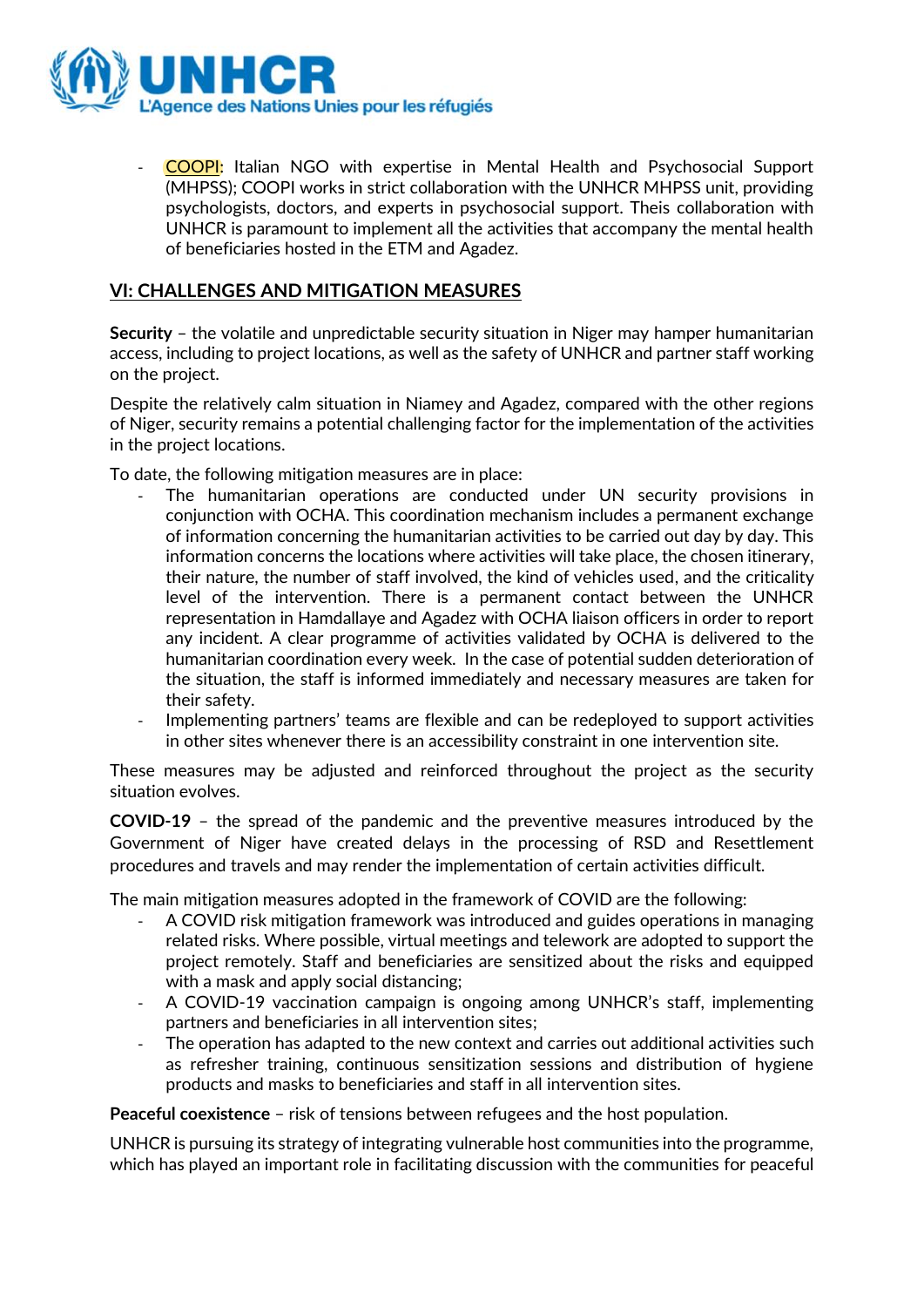- COOPI: Italian NGO with expertise in Mental Health and Psychosocial Support (MHPSS); COOPI works in strict collaboration with the UNHCR MHPSS unit, providing psychologists, doctors, and experts in psychosocial support. Theis collaboration with UNHCR is paramount to implement all the activities that accompany the mental health of beneficiaries hosted in the ETM and Agadez.

## VI: CHALLENGES AND MITIGATION MEASURES

**Security** – the volatile and unpredictable security situation in Niger may hamper humanitarian access, including to project locations, as well as the safety of UNHCR and partner staff working on the project.

Despite the relatively calm situation in Niamey and Agadez, compared with the other regions of Niger, security remains a potential challenging factor for the implementation of the activities in the project locations.

To date, the following mitigation measures are in place:

- The humanitarian operations are conducted under UN security provisions in conjunction with OCHA. This coordination mechanism includes a permanent exchange of information concerning the humanitarian activities to be carried out day by day. This information concerns the locations where activities will take place, the chosen itinerary, their nature, the number of staff involved, the kind of vehicles used, and the criticality level of the intervention. There is a permanent contact between the UNHCR representation in Hamdallaye and Agadez with OCHA liaison officers in order to report any incident. A clear programme of activities validated by OCHA is delivered to the humanitarian coordination every week. In the case of potential sudden deterioration of the situation, the staff is informed immediately and necessary measures are taken for their safety.
- Implementing partners' teams are flexible and can be redeployed to support activities in other sites whenever there is an accessibility constraint in one intervention site.

These measures may be adjusted and reinforced throughout the project as the security situation evolves.

**COVID-19** – the spread of the pandemic and the preventive measures introduced by the Government of Niger have created delays in the processing of RSD and Resettlement procedures and travels and may render the implementation of certain activities difficult.

The main mitigation measures adopted in the framework of COVID are the following:

- A COVID risk mitigation framework was introduced and guides operations in managing related risks. Where possible, virtual meetings and telework are adopted to support the project remotely. Staff and beneficiaries are sensitized about the risks and equipped with a mask and apply social distancing;
- A COVID-19 vaccination campaign is ongoing among UNHCR's staff, implementing partners and beneficiaries in all intervention sites;
- The operation has adapted to the new context and carries out additional activities such as refresher training, continuous sensitization sessions and distribution of hygiene products and masks to beneficiaries and staff in all intervention sites.

**Peaceful coexistence** – risk of tensions between refugees and the host population.

UNHCR is pursuing its strategy of integrating vulnerable host communities into the programme, which has played an important role in facilitating discussion with the communities for peaceful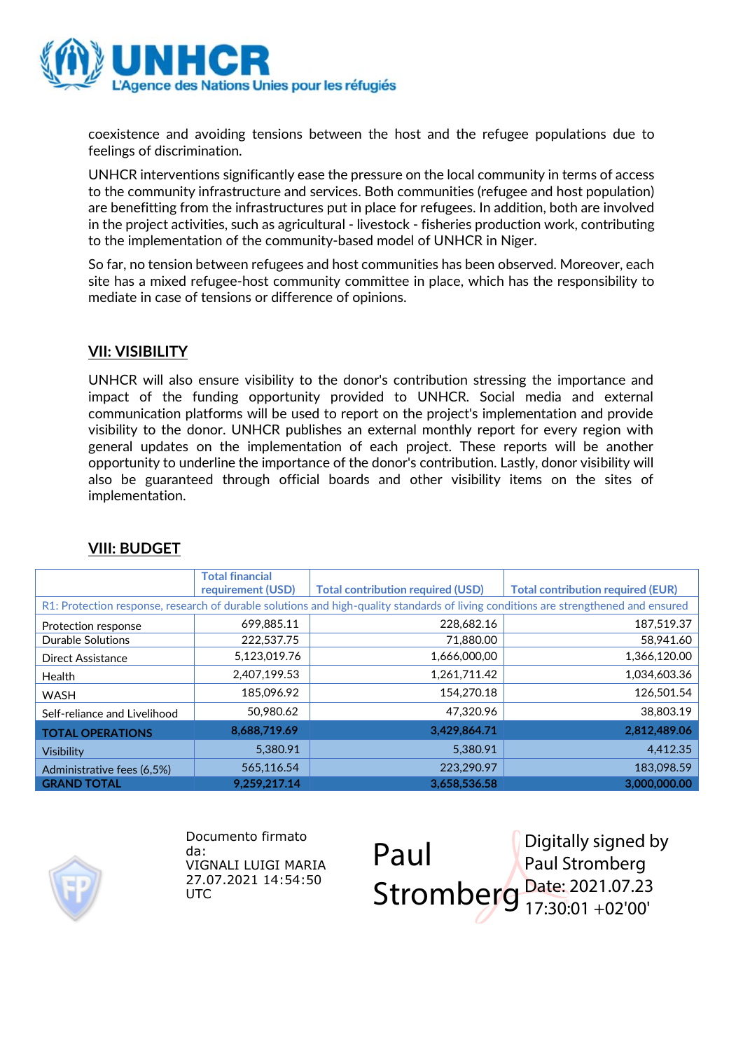coexistence and avoiding tensions between the host and the refugee populations due to feelings of discrimination.

UNHCR interventions significantly ease the pressure on the local community in terms of access to the community infrastructure and services. Both communities (refugee and host population) are benefitting from the infrastructures put in place for refugees. In addition, both are involved in the project activities, such as agricultural - livestock - fisheries production work, contributing to the implementation of the community-based model of UNHCR in Niger.

So far, no tension between refugees and host communities has been observed. Moreover, each site has a mixed refugee-host community committee in place, which has the responsibility to mediate in case of tensions or difference of opinions.

## VII: VISIBILITY

UNHCR will also ensure visibility to the donor's contribution stressing the importance and impact of the funding opportunity provided to UNHCR. Social media and external communication platforms will be used to report on the project's implementation and provide visibility to the donor. UNHCR publishes an external monthly report for every region with general updates on the implementation of each project. These reports will be another opportunity to underline the importance of the donor's contribution. Lastly, donor visibility will also be guaranteed through official boards and other visibility items on the sites of implementation.

## VIII: BUDGET

| | Total financial requirement (USD) | Total contribution required (USD) | Total contribution required (EUR) |
|---|---|---|---|
| R1: Protection response, research of durable solutions and high-quality standards of living conditions are strengthened and ensured | | | |
| Protection response | 699,885.11 | 228,682.16 | 187,519.37 |
| Durable Solutions | 222,537.75 | 71,880.00 | 58,941.60 |
| Direct Assistance | 5,123,019.76 | 1,666,000,00 | 1,366,120.00 |
| Health | 2,407,199.53 | 1,261,711.42 | 1,034,603.36 |
| WASH | 185,096.92 | 154,270.18 | 126,501.54 |
| Self-reliance and Livelihood | 50,980.62 | 47,320.96 | 38,803.19 |
| **TOTAL OPERATIONS** | **8,688,719.69** | **3,429,864.71** | **2,812,489.06** |
| Visibility | 5,380.91 | 5,380.91 | 4,412.35 |
| Administrative fees (6,5%) | 565,116.54 | 223,290.97 | 183,098.59 |
| **GRAND TOTAL** | **9,259,217.14** | **3,658,536.58** | **3,000,000.00** |

Documento firmato da:
VIGNALI LUIGI MARIA
27.07.2021 14:54:50 UTC

Paul Stromberg

Digitally signed by Paul Stromberg
Date: 2021.07.23 17:30:01 +02'00'